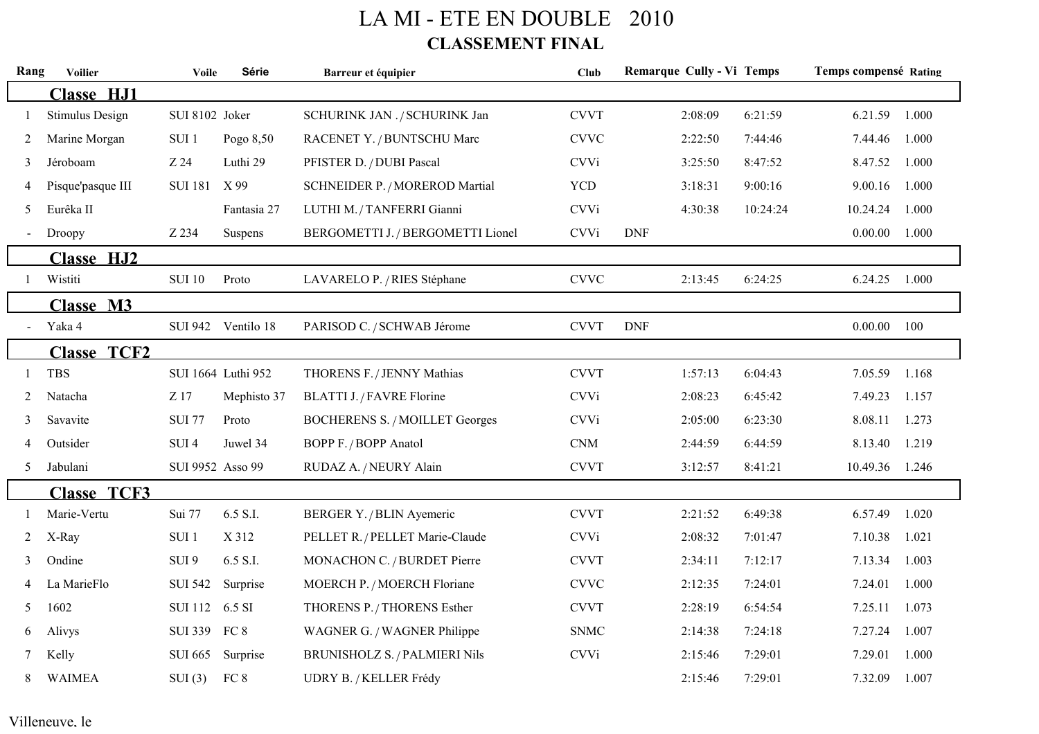# LA MI - ETE EN DOUBLE 2010

## CLASSEMENT FINAL

| Rang | Voilier | Voile | Série | Barreur et équipier | Club | Remarque | Cully - Vi | Temps | Temps compensé | Rating |
|---|---|---|---|---|---|---|---|---|---|---|
| **Classe HJ1** | | | | | | | | | | |
| 1 | Stimulus Design | SUI 8102 | Joker | SCHURINK JAN . / SCHURINK Jan | CVVT | | 2:08:09 | 6:21:59 | 6.21.59 | 1.000 |
| 2 | Marine Morgan | SUI 1 | Pogo 8,50 | RACENET Y. / BUNTSCHU Marc | CVVC | | 2:22:50 | 7:44:46 | 7.44.46 | 1.000 |
| 3 | Jéroboam | Z 24 | Luthi 29 | PFISTER D. / DUBI Pascal | CVVi | | 3:25:50 | 8:47:52 | 8.47.52 | 1.000 |
| 4 | Pisque'pasque III | SUI 181 | X 99 | SCHNEIDER P. / MOREROD Martial | YCD | | 3:18:31 | 9:00:16 | 9.00.16 | 1.000 |
| 5 | Eurêka II | | Fantasia 27 | LUTHI M. / TANFERRI Gianni | CVVi | | 4:30:38 | 10:24:24 | 10.24.24 | 1.000 |
| - | Droopy | Z 234 | Suspens | BERGOMETTI J. / BERGOMETTI Lionel | CVVi | DNF | | | 0.00.00 | 1.000 |
| **Classe HJ2** | | | | | | | | | | |
| 1 | Wistiti | SUI 10 | Proto | LAVARELO P. / RIES Stéphane | CVVC | | 2:13:45 | 6:24:25 | 6.24.25 | 1.000 |
| **Classe M3** | | | | | | | | | | |
| - | Yaka 4 | SUI 942 | Ventilo 18 | PARISOD C. / SCHWAB Jérome | CVVT | DNF | | | 0.00.00 | 100 |
| **Classe TCF2** | | | | | | | | | | |
| 1 | TBS | SUI 1664 | Luthi 952 | THORENS F. / JENNY Mathias | CVVT | | 1:57:13 | 6:04:43 | 7.05.59 | 1.168 |
| 2 | Natacha | Z 17 | Mephisto 37 | BLATTI J. / FAVRE Florine | CVVi | | 2:08:23 | 6:45:42 | 7.49.23 | 1.157 |
| 3 | Savavite | SUI 77 | Proto | BOCHERENS S. / MOILLET Georges | CVVi | | 2:05:00 | 6:23:30 | 8.08.11 | 1.273 |
| 4 | Outsider | SUI 4 | Juwel 34 | BOPP F. / BOPP Anatol | CNM | | 2:44:59 | 6:44:59 | 8.13.40 | 1.219 |
| 5 | Jabulani | SUI 9952 | Asso 99 | RUDAZ A. / NEURY Alain | CVVT | | 3:12:57 | 8:41:21 | 10.49.36 | 1.246 |
| **Classe TCF3** | | | | | | | | | | |
| 1 | Marie-Vertu | Sui 77 | 6.5 S.I. | BERGER Y. / BLIN Ayemeric | CVVT | | 2:21:52 | 6:49:38 | 6.57.49 | 1.020 |
| 2 | X-Ray | SUI 1 | X 312 | PELLET R. / PELLET Marie-Claude | CVVi | | 2:08:32 | 7:01:47 | 7.10.38 | 1.021 |
| 3 | Ondine | SUI 9 | 6.5 S.I. | MONACHON C. / BURDET Pierre | CVVT | | 2:34:11 | 7:12:17 | 7.13.34 | 1.003 |
| 4 | La MarieFlo | SUI 542 | Surprise | MOERCH P. / MOERCH Floriane | CVVC | | 2:12:35 | 7:24:01 | 7.24.01 | 1.000 |
| 5 | 1602 | SUI 112 | 6.5 SI | THORENS P. / THORENS Esther | CVVT | | 2:28:19 | 6:54:54 | 7.25.11 | 1.073 |
| 6 | Alivys | SUI 339 | FC 8 | WAGNER G. / WAGNER Philippe | SNMC | | 2:14:38 | 7:24:18 | 7.27.24 | 1.007 |
| 7 | Kelly | SUI 665 | Surprise | BRUNISHOLZ S. / PALMIERI Nils | CVVi | | 2:15:46 | 7:29:01 | 7.29.01 | 1.000 |
| 8 | WAIMEA | SUI (3) | FC 8 | UDRY B. / KELLER Frédy | | | 2:15:46 | 7:29:01 | 7.32.09 | 1.007 |

Villeneuve, le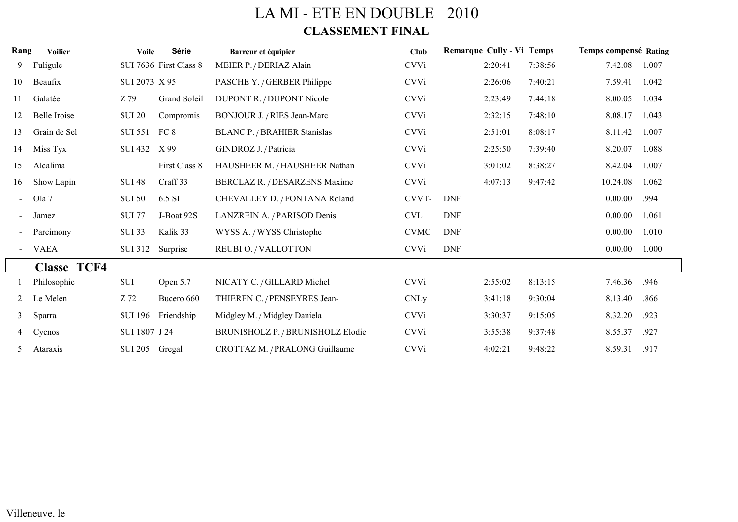# LA MI - ETE EN DOUBLE 2010

## CLASSEMENT FINAL

| Rang | Voilier | Voile | Série | Barreur et équipier | Club | Remarque | Cully - Vi | Temps | Temps compensé | Rating |
|---|---|---|---|---|---|---|---|---|---|---|
| 9 | Fuligule | SUI 7636 | First Class 8 | MEIER P. / DERIAZ Alain | CVVi | | 2:20:41 | 7:38:56 | 7.42.08 | 1.007 |
| 10 | Beaufix | SUI 2073 | X 95 | PASCHE Y. / GERBER Philippe | CVVi | | 2:26:06 | 7:40:21 | 7.59.41 | 1.042 |
| 11 | Galatée | Z 79 | Grand Soleil | DUPONT R. / DUPONT Nicole | CVVi | | 2:23:49 | 7:44:18 | 8.00.05 | 1.034 |
| 12 | Belle Iroise | SUI 20 | Compromis | BONJOUR J. / RIES Jean-Marc | CVVi | | 2:32:15 | 7:48:10 | 8.08.17 | 1.043 |
| 13 | Grain de Sel | SUI 551 | FC 8 | BLANC P. / BRAHIER Stanislas | CVVi | | 2:51:01 | 8:08:17 | 8.11.42 | 1.007 |
| 14 | Miss Tyx | SUI 432 | X 99 | GINDROZ J. / Patricia | CVVi | | 2:25:50 | 7:39:40 | 8.20.07 | 1.088 |
| 15 | Alcalima | | First Class 8 | HAUSHEER M. / HAUSHEER Nathan | CVVi | | 3:01:02 | 8:38:27 | 8.42.04 | 1.007 |
| 16 | Show Lapin | SUI 48 | Craff 33 | BERCLAZ R. / DESARZENS Maxime | CVVi | | 4:07:13 | 9:47:42 | 10.24.08 | 1.062 |
| - | Ola 7 | SUI 50 | 6.5 SI | CHEVALLEY D. / FONTANA Roland | CVVT- | DNF | | | 0.00.00 | .994 |
| - | Jamez | SUI 77 | J-Boat 92S | LANZREIN A. / PARISOD Denis | CVL | DNF | | | 0.00.00 | 1.061 |
| - | Parcimony | SUI 33 | Kalik 33 | WYSS A. / WYSS Christophe | CVMC | DNF | | | 0.00.00 | 1.010 |
| - | VAEA | SUI 312 | Surprise | REUBI O. / VALLOTTON | CVVi | DNF | | | 0.00.00 | 1.000 |

### Classe TCF4

| Rang | Voilier | Voile | Série | Barreur et équipier | Club | Remarque | Cully - Vi | Temps | Temps compensé | Rating |
|---|---|---|---|---|---|---|---|---|---|---|
| 1 | Philosophic | SUI | Open 5.7 | NICATY C. / GILLARD Michel | CVVi | | 2:55:02 | 8:13:15 | 7.46.36 | .946 |
| 2 | Le Melen | Z 72 | Bucero 660 | THIEREN C. / PENSEYRES Jean- | CNLy | | 3:41:18 | 9:30:04 | 8.13.40 | .866 |
| 3 | Sparra | SUI 196 | Friendship | Midgley M. / Midgley Daniela | CVVi | | 3:30:37 | 9:15:05 | 8.32.20 | .923 |
| 4 | Cycnos | SUI 1807 | J 24 | BRUNISHOLZ P. / BRUNISHOLZ Elodie | CVVi | | 3:55:38 | 9:37:48 | 8.55.37 | .927 |
| 5 | Ataraxis | SUI 205 | Gregal | CROTTAZ M. / PRALONG Guillaume | CVVi | | 4:02:21 | 9:48:22 | 8.59.31 | .917 |

Villeneuve, le